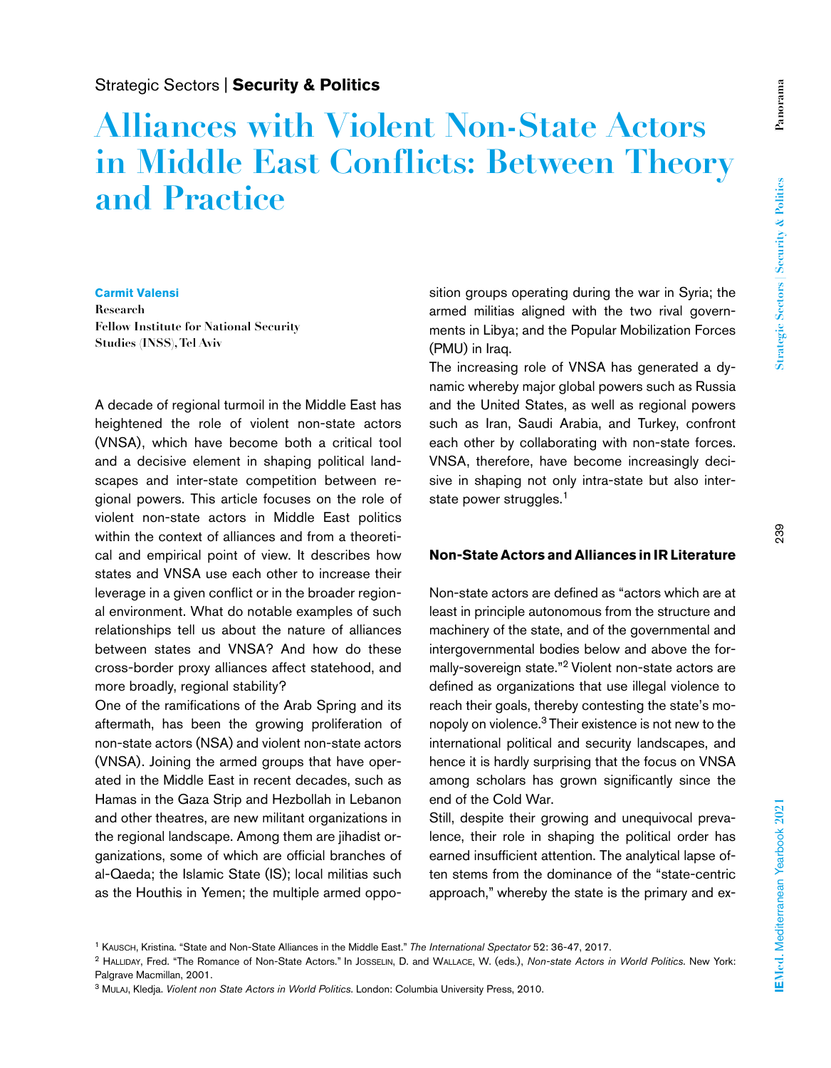Strategic Sectors | **Security & Politics**

# Alliances with Violent Non-State Actors in Middle East Conflicts: Between Theory and Practice

**Carmit Valensi**
**Research Fellow Institute for National Security Studies (INSS), Tel Aviv**

A decade of regional turmoil in the Middle East has heightened the role of violent non-state actors (VNSA), which have become both a critical tool and a decisive element in shaping political landscapes and inter-state competition between regional powers. This article focuses on the role of violent non-state actors in Middle East politics within the context of alliances and from a theoretical and empirical point of view. It describes how states and VNSA use each other to increase their leverage in a given conflict or in the broader regional environment. What do notable examples of such relationships tell us about the nature of alliances between states and VNSA? And how do these cross-border proxy alliances affect statehood, and more broadly, regional stability?

One of the ramifications of the Arab Spring and its aftermath, has been the growing proliferation of non-state actors (NSA) and violent non-state actors (VNSA). Joining the armed groups that have operated in the Middle East in recent decades, such as Hamas in the Gaza Strip and Hezbollah in Lebanon and other theatres, are new militant organizations in the regional landscape. Among them are jihadist organizations, some of which are official branches of al-Qaeda; the Islamic State (IS); local militias such as the Houthis in Yemen; the multiple armed opposition groups operating during the war in Syria; the armed militias aligned with the two rival governments in Libya; and the Popular Mobilization Forces (PMU) in Iraq.

The increasing role of VNSA has generated a dynamic whereby major global powers such as Russia and the United States, as well as regional powers such as Iran, Saudi Arabia, and Turkey, confront each other by collaborating with non-state forces. VNSA, therefore, have become increasingly decisive in shaping not only intra-state but also inter-state power struggles.[1]

## Non-State Actors and Alliances in IR Literature

Non-state actors are defined as "actors which are at least in principle autonomous from the structure and machinery of the state, and of the governmental and intergovernmental bodies below and above the formally-sovereign state."[2] Violent non-state actors are defined as organizations that use illegal violence to reach their goals, thereby contesting the state's monopoly on violence.[3] Their existence is not new to the international political and security landscapes, and hence it is hardly surprising that the focus on VNSA among scholars has grown significantly since the end of the Cold War.

Still, despite their growing and unequivocal prevalence, their role in shaping the political order has earned insufficient attention. The analytical lapse often stems from the dominance of the "state-centric approach," whereby the state is the primary and ex-

---

[1] Kausch, Kristina. "State and Non-State Alliances in the Middle East." *The International Spectator* 52: 36-47, 2017.

[2] Halliday, Fred. "The Romance of Non-State Actors." In Josselin, D. and Wallace, W. (eds.), *Non-state Actors in World Politics*. New York: Palgrave Macmillan, 2001.

[3] Mulaj, Kledja. *Violent non State Actors in World Politics*. London: Columbia University Press, 2010.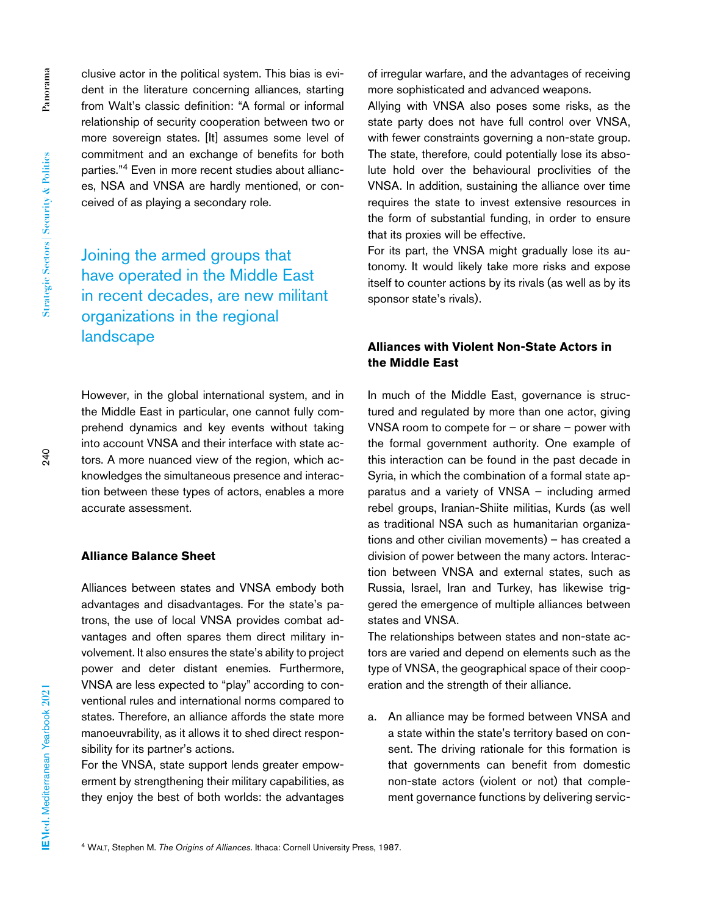clusive actor in the political system. This bias is evident in the literature concerning alliances, starting from Walt's classic definition: "A formal or informal relationship of security cooperation between two or more sovereign states. [It] assumes some level of commitment and an exchange of benefits for both parties."[4] Even in more recent studies about alliances, NSA and VNSA are hardly mentioned, or conceived of as playing a secondary role.

> Joining the armed groups that have operated in the Middle East in recent decades, are new militant organizations in the regional landscape

However, in the global international system, and in the Middle East in particular, one cannot fully comprehend dynamics and key events without taking into account VNSA and their interface with state actors. A more nuanced view of the region, which acknowledges the simultaneous presence and interaction between these types of actors, enables a more accurate assessment.

### Alliance Balance Sheet

Alliances between states and VNSA embody both advantages and disadvantages. For the state's patrons, the use of local VNSA provides combat advantages and often spares them direct military involvement. It also ensures the state's ability to project power and deter distant enemies. Furthermore, VNSA are less expected to "play" according to conventional rules and international norms compared to states. Therefore, an alliance affords the state more manoeuvrability, as it allows it to shed direct responsibility for its partner's actions.

For the VNSA, state support lends greater empowerment by strengthening their military capabilities, as they enjoy the best of both worlds: the advantages of irregular warfare, and the advantages of receiving more sophisticated and advanced weapons.

Allying with VNSA also poses some risks, as the state party does not have full control over VNSA, with fewer constraints governing a non-state group. The state, therefore, could potentially lose its absolute hold over the behavioural proclivities of the VNSA. In addition, sustaining the alliance over time requires the state to invest extensive resources in the form of substantial funding, in order to ensure that its proxies will be effective.

For its part, the VNSA might gradually lose its autonomy. It would likely take more risks and expose itself to counter actions by its rivals (as well as by its sponsor state's rivals).

### Alliances with Violent Non-State Actors in the Middle East

In much of the Middle East, governance is structured and regulated by more than one actor, giving VNSA room to compete for – or share – power with the formal government authority. One example of this interaction can be found in the past decade in Syria, in which the combination of a formal state apparatus and a variety of VNSA – including armed rebel groups, Iranian-Shiite militias, Kurds (as well as traditional NSA such as humanitarian organizations and other civilian movements) – has created a division of power between the many actors. Interaction between VNSA and external states, such as Russia, Israel, Iran and Turkey, has likewise triggered the emergence of multiple alliances between states and VNSA.

The relationships between states and non-state actors are varied and depend on elements such as the type of VNSA, the geographical space of their cooperation and the strength of their alliance.

a. An alliance may be formed between VNSA and a state within the state's territory based on consent. The driving rationale for this formation is that governments can benefit from domestic non-state actors (violent or not) that complement governance functions by delivering servic-

[4] Walt, Stephen M. *The Origins of Alliances.* Ithaca: Cornell University Press, 1987.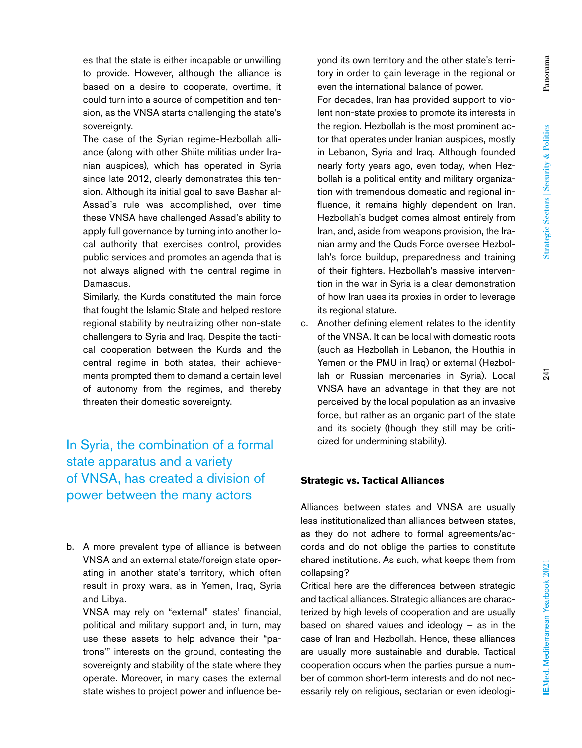es that the state is either incapable or unwilling to provide. However, although the alliance is based on a desire to cooperate, overtime, it could turn into a source of competition and tension, as the VNSA starts challenging the state's sovereignty.

The case of the Syrian regime-Hezbollah alliance (along with other Shiite militias under Iranian auspices), which has operated in Syria since late 2012, clearly demonstrates this tension. Although its initial goal to save Bashar al-Assad's rule was accomplished, over time these VNSA have challenged Assad's ability to apply full governance by turning into another local authority that exercises control, provides public services and promotes an agenda that is not always aligned with the central regime in Damascus.

Similarly, the Kurds constituted the main force that fought the Islamic State and helped restore regional stability by neutralizing other non-state challengers to Syria and Iraq. Despite the tactical cooperation between the Kurds and the central regime in both states, their achievements prompted them to demand a certain level of autonomy from the regimes, and thereby threaten their domestic sovereignty.

> In Syria, the combination of a formal state apparatus and a variety of VNSA, has created a division of power between the many actors

b. A more prevalent type of alliance is between VNSA and an external state/foreign state operating in another state's territory, which often result in proxy wars, as in Yemen, Iraq, Syria and Libya.

   VNSA may rely on "external" states' financial, political and military support and, in turn, may use these assets to help advance their "patrons'" interests on the ground, contesting the sovereignty and stability of the state where they operate. Moreover, in many cases the external state wishes to project power and influence beyond its own territory and the other state's territory in order to gain leverage in the regional or even the international balance of power.

   For decades, Iran has provided support to violent non-state proxies to promote its interests in the region. Hezbollah is the most prominent actor that operates under Iranian auspices, mostly in Lebanon, Syria and Iraq. Although founded nearly forty years ago, even today, when Hezbollah is a political entity and military organization with tremendous domestic and regional influence, it remains highly dependent on Iran. Hezbollah's budget comes almost entirely from Iran, and, aside from weapons provision, the Iranian army and the Quds Force oversee Hezbollah's force buildup, preparedness and training of their fighters. Hezbollah's massive intervention in the war in Syria is a clear demonstration of how Iran uses its proxies in order to leverage its regional stature.

c. Another defining element relates to the identity of the VNSA. It can be local with domestic roots (such as Hezbollah in Lebanon, the Houthis in Yemen or the PMU in Iraq) or external (Hezbollah or Russian mercenaries in Syria). Local VNSA have an advantage in that they are not perceived by the local population as an invasive force, but rather as an organic part of the state and its society (though they still may be criticized for undermining stability).

#### Strategic vs. Tactical Alliances

Alliances between states and VNSA are usually less institutionalized than alliances between states, as they do not adhere to formal agreements/accords and do not oblige the parties to constitute shared institutions. As such, what keeps them from collapsing?

Critical here are the differences between strategic and tactical alliances. Strategic alliances are characterized by high levels of cooperation and are usually based on shared values and ideology – as in the case of Iran and Hezbollah. Hence, these alliances are usually more sustainable and durable. Tactical cooperation occurs when the parties pursue a number of common short-term interests and do not necessarily rely on religious, sectarian or even ideologi-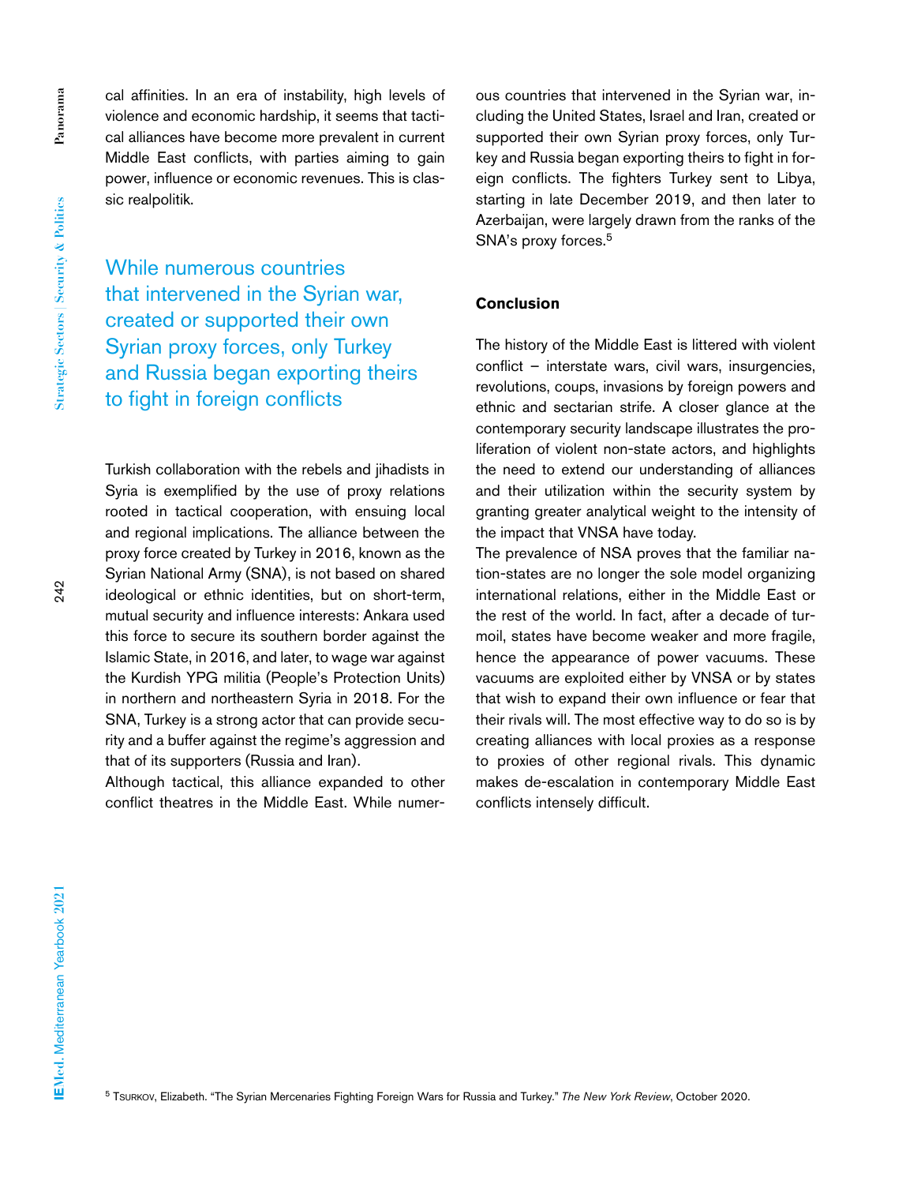cal affinities. In an era of instability, high levels of violence and economic hardship, it seems that tactical alliances have become more prevalent in current Middle East conflicts, with parties aiming to gain power, influence or economic revenues. This is classic realpolitik.

> While numerous countries that intervened in the Syrian war, created or supported their own Syrian proxy forces, only Turkey and Russia began exporting theirs to fight in foreign conflicts

Turkish collaboration with the rebels and jihadists in Syria is exemplified by the use of proxy relations rooted in tactical cooperation, with ensuing local and regional implications. The alliance between the proxy force created by Turkey in 2016, known as the Syrian National Army (SNA), is not based on shared ideological or ethnic identities, but on short-term, mutual security and influence interests: Ankara used this force to secure its southern border against the Islamic State, in 2016, and later, to wage war against the Kurdish YPG militia (People's Protection Units) in northern and northeastern Syria in 2018. For the SNA, Turkey is a strong actor that can provide security and a buffer against the regime's aggression and that of its supporters (Russia and Iran).

Although tactical, this alliance expanded to other conflict theatres in the Middle East. While numerous countries that intervened in the Syrian war, including the United States, Israel and Iran, created or supported their own Syrian proxy forces, only Turkey and Russia began exporting theirs to fight in foreign conflicts. The fighters Turkey sent to Libya, starting in late December 2019, and then later to Azerbaijan, were largely drawn from the ranks of the SNA's proxy forces.[5]

## Conclusion

The history of the Middle East is littered with violent conflict – interstate wars, civil wars, insurgencies, revolutions, coups, invasions by foreign powers and ethnic and sectarian strife. A closer glance at the contemporary security landscape illustrates the proliferation of violent non-state actors, and highlights the need to extend our understanding of alliances and their utilization within the security system by granting greater analytical weight to the intensity of the impact that VNSA have today.

The prevalence of NSA proves that the familiar nation-states are no longer the sole model organizing international relations, either in the Middle East or the rest of the world. In fact, after a decade of turmoil, states have become weaker and more fragile, hence the appearance of power vacuums. These vacuums are exploited either by VNSA or by states that wish to expand their own influence or fear that their rivals will. The most effective way to do so is by creating alliances with local proxies as a response to proxies of other regional rivals. This dynamic makes de-escalation in contemporary Middle East conflicts intensely difficult.

[5] Tsurkov, Elizabeth. "The Syrian Mercenaries Fighting Foreign Wars for Russia and Turkey." *The New York Review*, October 2020.